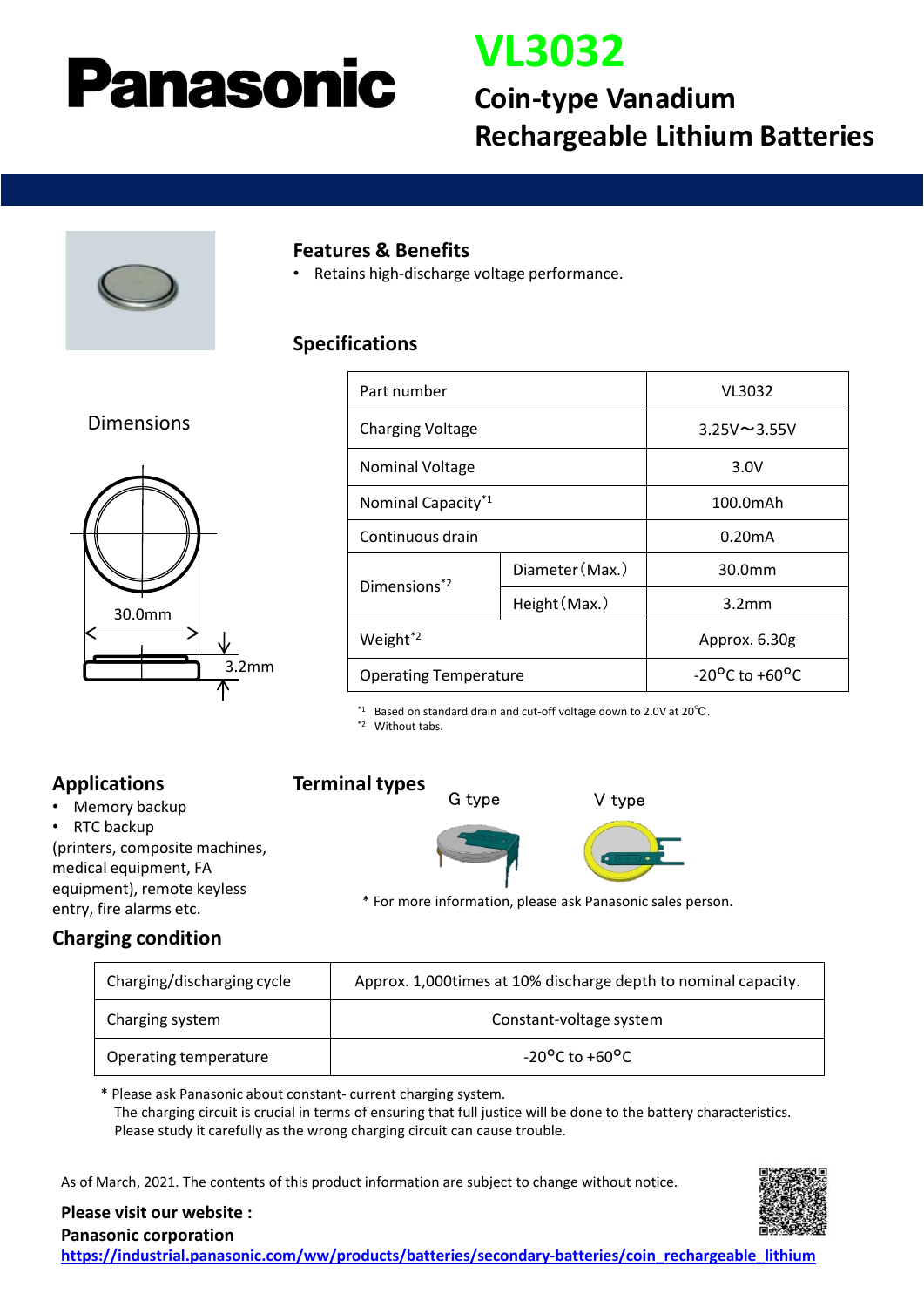# Panasonic

# VL3032

## Coin-type Vanadium Rechargeable Lithium Batteries

### Features & Benefits

- Retains high-discharge voltage performance.

### Specifications

Dimensions

30.0mm

3.2mm

| Part number | | VL3032 |
|---|---|---|
| Charging Voltage | | 3.25V～3.55V |
| Nominal Voltage | | 3.0V |
| Nominal Capacity[*1] | | 100.0mAh |
| Continuous drain | | 0.20mA |
| Dimensions[*2] | Diameter（Max.） | 30.0mm |
| | Height（Max.） | 3.2mm |
| Weight[*2] | | Approx. 6.30g |
| Operating Temperature | | -20°C to +60°C |

[*1] Based on standard drain and cut-off voltage down to 2.0V at 20℃.
[*2] Without tabs.

### Applications

- Memory backup
- RTC backup

(printers, composite machines, medical equipment, FA equipment), remote keyless entry, fire alarms etc.

### Terminal types

G type V type

\* For more information, please ask Panasonic sales person.

### Charging condition

| Charging/discharging cycle | Approx. 1,000times at 10% discharge depth to nominal capacity. |
|---|---|
| Charging system | Constant-voltage system |
| Operating temperature | -20°C to +60°C |

\* Please ask Panasonic about constant- current charging system.
The charging circuit is crucial in terms of ensuring that full justice will be done to the battery characteristics.
Please study it carefully as the wrong charging circuit can cause trouble.

As of March, 2021. The contents of this product information are subject to change without notice.

**Please visit our website :**
**Panasonic corporation**
**https://industrial.panasonic.com/ww/products/batteries/secondary-batteries/coin_rechargeable_lithium**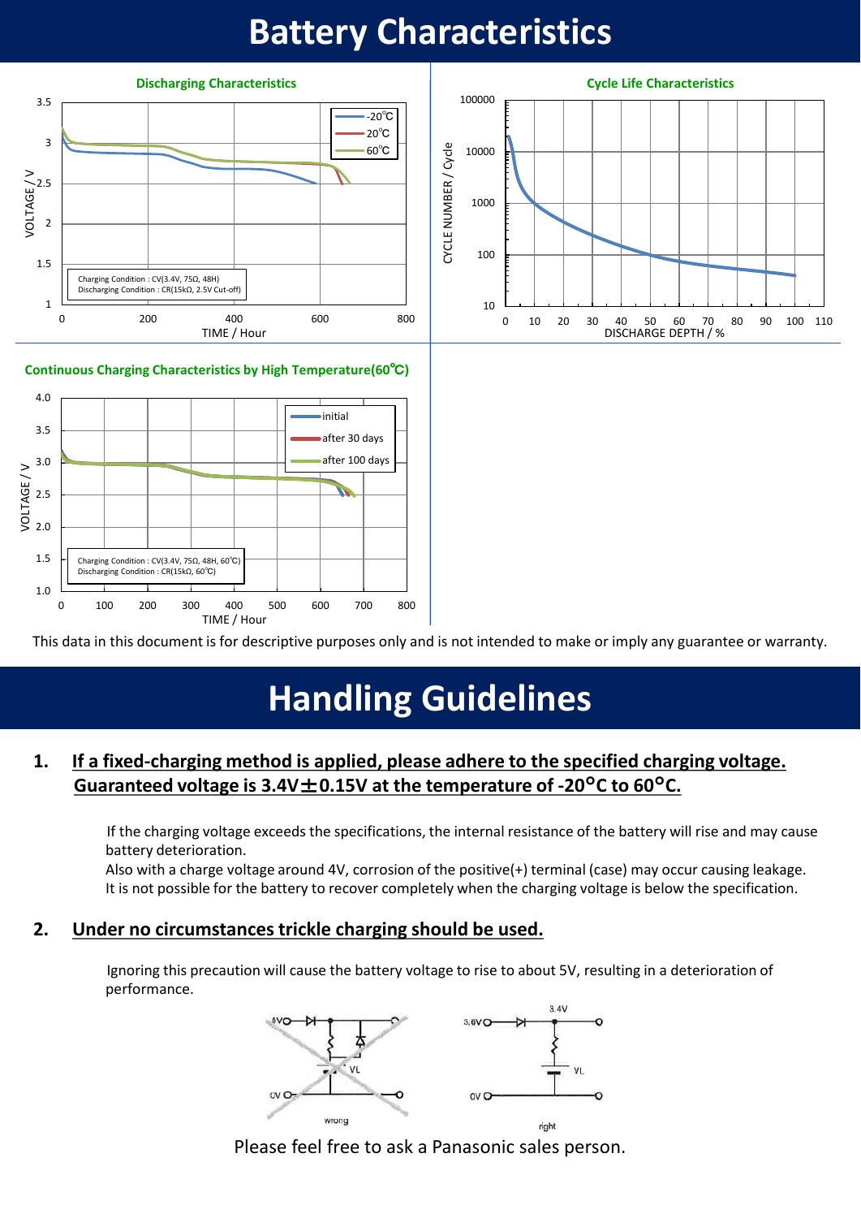# Battery Characteristics

## Discharging Characteristics

VOLTAGE / V

3.5
3
2.5
2
1.5
1

0
200
400
600
800

TIME / Hour

-20℃
20℃
60℃

Charging Condition : CV(3.4V, 75Ω, 48H)
Discharging Condition : CR(15kΩ, 2.5V Cut-off)

## Cycle Life Characteristics

CYCLE NUMBER / Cycle

100000
10000
1000
100
10

0
10
20
30
40
50
60
70
80
90
100
110

DISCHARGE DEPTH / %

## Continuous Charging Characteristics by High Temperature(60℃)

VOLTAGE / V

4.0
3.5
3.0
2.5
2.0
1.5
1.0

0
100
200
300
400
500
600
700
800

TIME / Hour

initial
after 30 days
after 100 days

Charging Condition : CV(3.4V, 75Ω, 48H, 60℃)
Discharging Condition : CR(15kΩ, 60℃)

This data in this document is for descriptive purposes only and is not intended to make or imply any guarantee or warranty.

# Handling Guidelines

## 1. If a fixed-charging method is applied, please adhere to the specified charging voltage. Guaranteed voltage is 3.4V±0.15V at the temperature of -20°C to 60°C.

If the charging voltage exceeds the specifications, the internal resistance of the battery will rise and may cause battery deterioration.
Also with a charge voltage around 4V, corrosion of the positive(+) terminal (case) may occur causing leakage.
It is not possible for the battery to recover completely when the charging voltage is below the specification.

## 2. Under no circumstances trickle charging should be used.

Ignoring this precaution will cause the battery voltage to rise to about 5V, resulting in a deterioration of performance.

5VO
VL
0V
wrong

3.4V
3.6VO
VL
0V
right

Please feel free to ask a Panasonic sales person.